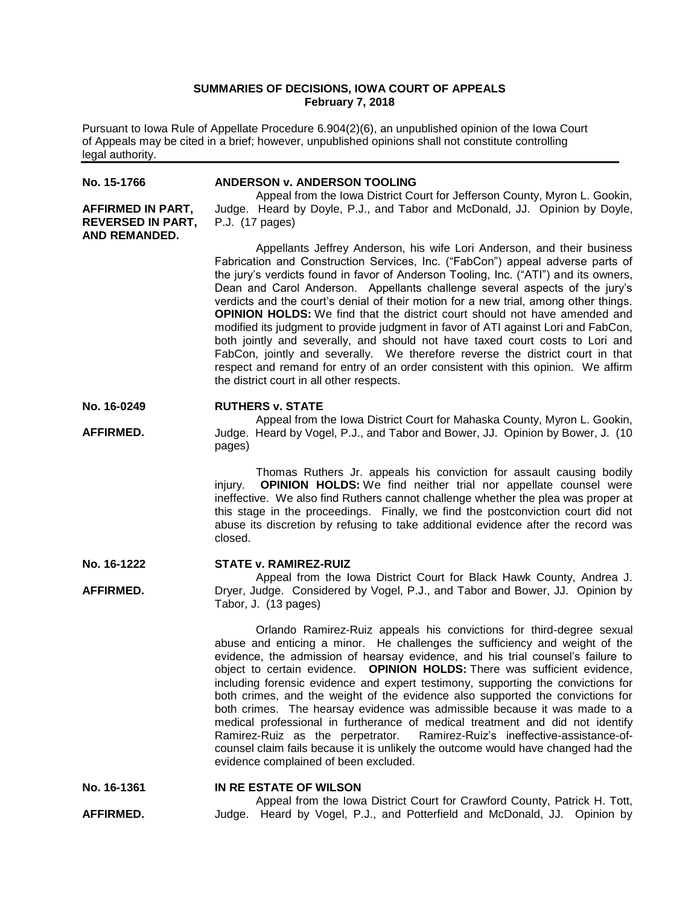**SUMMARIES OF DECISIONS, IOWA COURT OF APPEALS**
**February 7, 2018**

Pursuant to Iowa Rule of Appellate Procedure 6.904(2)(6), an unpublished opinion of the Iowa Court of Appeals may be cited in a brief; however, unpublished opinions shall not constitute controlling legal authority.

---

**No. 15-1766**

**AFFIRMED IN PART, REVERSED IN PART, AND REMANDED.**

**ANDERSON v. ANDERSON TOOLING**

Appeal from the Iowa District Court for Jefferson County, Myron L. Gookin, Judge. Heard by Doyle, P.J., and Tabor and McDonald, JJ. Opinion by Doyle, P.J. (17 pages)

Appellants Jeffrey Anderson, his wife Lori Anderson, and their business Fabrication and Construction Services, Inc. ("FabCon") appeal adverse parts of the jury's verdicts found in favor of Anderson Tooling, Inc. ("ATI") and its owners, Dean and Carol Anderson. Appellants challenge several aspects of the jury's verdicts and the court's denial of their motion for a new trial, among other things. **OPINION HOLDS:** We find that the district court should not have amended and modified its judgment to provide judgment in favor of ATI against Lori and FabCon, both jointly and severally, and should not have taxed court costs to Lori and FabCon, jointly and severally. We therefore reverse the district court in that respect and remand for entry of an order consistent with this opinion. We affirm the district court in all other respects.

**No. 16-0249**

**AFFIRMED.**

**RUTHERS v. STATE**

Appeal from the Iowa District Court for Mahaska County, Myron L. Gookin, Judge. Heard by Vogel, P.J., and Tabor and Bower, JJ. Opinion by Bower, J. (10 pages)

Thomas Ruthers Jr. appeals his conviction for assault causing bodily injury. **OPINION HOLDS:** We find neither trial nor appellate counsel were ineffective. We also find Ruthers cannot challenge whether the plea was proper at this stage in the proceedings. Finally, we find the postconviction court did not abuse its discretion by refusing to take additional evidence after the record was closed.

**No. 16-1222**

**AFFIRMED.**

**STATE v. RAMIREZ-RUIZ**

Appeal from the Iowa District Court for Black Hawk County, Andrea J. Dryer, Judge. Considered by Vogel, P.J., and Tabor and Bower, JJ. Opinion by Tabor, J. (13 pages)

Orlando Ramirez-Ruiz appeals his convictions for third-degree sexual abuse and enticing a minor. He challenges the sufficiency and weight of the evidence, the admission of hearsay evidence, and his trial counsel's failure to object to certain evidence. **OPINION HOLDS:** There was sufficient evidence, including forensic evidence and expert testimony, supporting the convictions for both crimes, and the weight of the evidence also supported the convictions for both crimes. The hearsay evidence was admissible because it was made to a medical professional in furtherance of medical treatment and did not identify Ramirez-Ruiz as the perpetrator. Ramirez-Ruiz's ineffective-assistance-of-counsel claim fails because it is unlikely the outcome would have changed had the evidence complained of been excluded.

**No. 16-1361**

**AFFIRMED.**

**IN RE ESTATE OF WILSON**

Appeal from the Iowa District Court for Crawford County, Patrick H. Tott, Judge. Heard by Vogel, P.J., and Potterfield and McDonald, JJ. Opinion by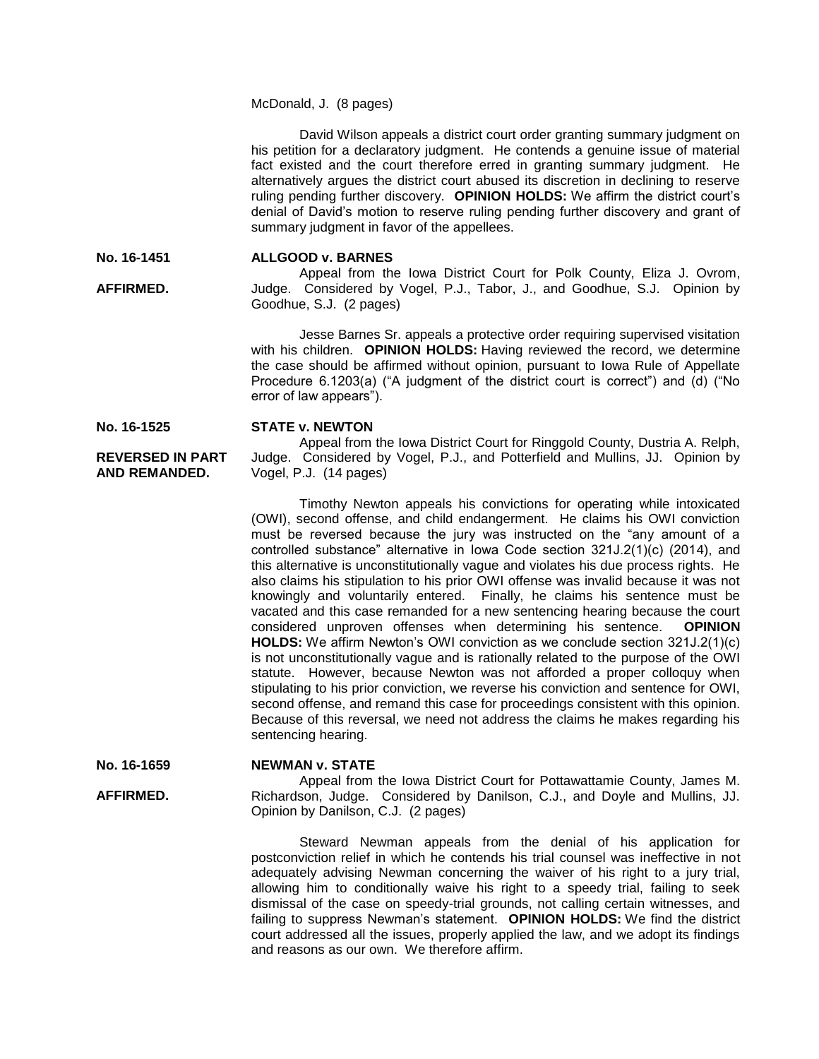McDonald, J. (8 pages)

David Wilson appeals a district court order granting summary judgment on his petition for a declaratory judgment. He contends a genuine issue of material fact existed and the court therefore erred in granting summary judgment. He alternatively argues the district court abused its discretion in declining to reserve ruling pending further discovery. **OPINION HOLDS:** We affirm the district court's denial of David's motion to reserve ruling pending further discovery and grant of summary judgment in favor of the appellees.

**No. 16-1451** **ALLGOOD v. BARNES**

**AFFIRMED.**

Appeal from the Iowa District Court for Polk County, Eliza J. Ovrom, Judge. Considered by Vogel, P.J., Tabor, J., and Goodhue, S.J. Opinion by Goodhue, S.J. (2 pages)

Jesse Barnes Sr. appeals a protective order requiring supervised visitation with his children. **OPINION HOLDS:** Having reviewed the record, we determine the case should be affirmed without opinion, pursuant to Iowa Rule of Appellate Procedure 6.1203(a) ("A judgment of the district court is correct") and (d) ("No error of law appears").

**No. 16-1525** **STATE v. NEWTON**

**REVERSED IN PART AND REMANDED.**

Appeal from the Iowa District Court for Ringgold County, Dustria A. Relph, Judge. Considered by Vogel, P.J., and Potterfield and Mullins, JJ. Opinion by Vogel, P.J. (14 pages)

Timothy Newton appeals his convictions for operating while intoxicated (OWI), second offense, and child endangerment. He claims his OWI conviction must be reversed because the jury was instructed on the "any amount of a controlled substance" alternative in Iowa Code section 321J.2(1)(c) (2014), and this alternative is unconstitutionally vague and violates his due process rights. He also claims his stipulation to his prior OWI offense was invalid because it was not knowingly and voluntarily entered. Finally, he claims his sentence must be vacated and this case remanded for a new sentencing hearing because the court considered unproven offenses when determining his sentence. **OPINION HOLDS:** We affirm Newton's OWI conviction as we conclude section 321J.2(1)(c) is not unconstitutionally vague and is rationally related to the purpose of the OWI statute. However, because Newton was not afforded a proper colloquy when stipulating to his prior conviction, we reverse his conviction and sentence for OWI, second offense, and remand this case for proceedings consistent with this opinion. Because of this reversal, we need not address the claims he makes regarding his sentencing hearing.

**No. 16-1659** **NEWMAN v. STATE**

**AFFIRMED.**

Appeal from the Iowa District Court for Pottawattamie County, James M. Richardson, Judge. Considered by Danilson, C.J., and Doyle and Mullins, JJ. Opinion by Danilson, C.J. (2 pages)

Steward Newman appeals from the denial of his application for postconviction relief in which he contends his trial counsel was ineffective in not adequately advising Newman concerning the waiver of his right to a jury trial, allowing him to conditionally waive his right to a speedy trial, failing to seek dismissal of the case on speedy-trial grounds, not calling certain witnesses, and failing to suppress Newman's statement. **OPINION HOLDS:** We find the district court addressed all the issues, properly applied the law, and we adopt its findings and reasons as our own. We therefore affirm.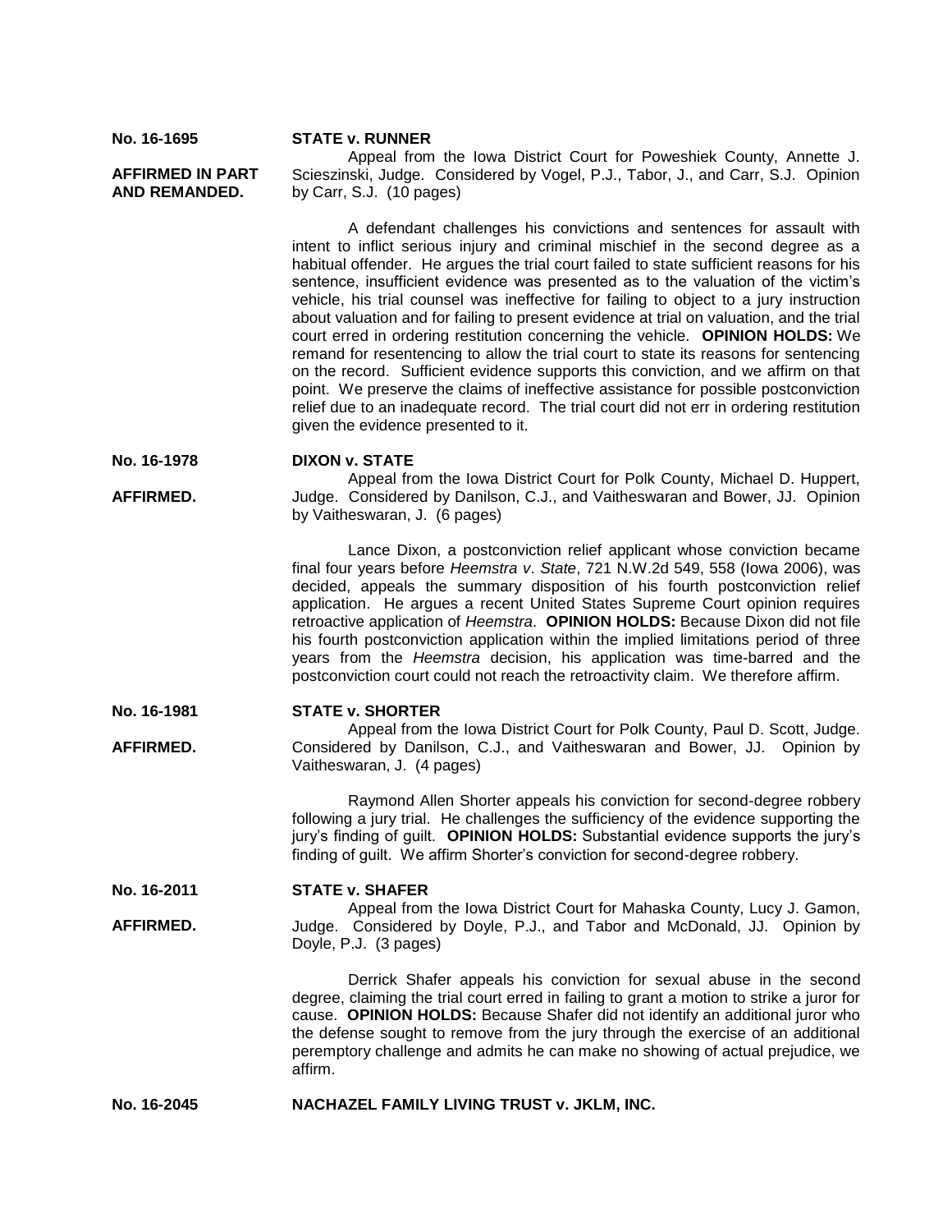**No. 16-1695** **STATE v. RUNNER**

**AFFIRMED IN PART AND REMANDED.**

Appeal from the Iowa District Court for Poweshiek County, Annette J. Scieszinski, Judge. Considered by Vogel, P.J., Tabor, J., and Carr, S.J. Opinion by Carr, S.J. (10 pages)

A defendant challenges his convictions and sentences for assault with intent to inflict serious injury and criminal mischief in the second degree as a habitual offender. He argues the trial court failed to state sufficient reasons for his sentence, insufficient evidence was presented as to the valuation of the victim's vehicle, his trial counsel was ineffective for failing to object to a jury instruction about valuation and for failing to present evidence at trial on valuation, and the trial court erred in ordering restitution concerning the vehicle. **OPINION HOLDS:** We remand for resentencing to allow the trial court to state its reasons for sentencing on the record. Sufficient evidence supports this conviction, and we affirm on that point. We preserve the claims of ineffective assistance for possible postconviction relief due to an inadequate record. The trial court did not err in ordering restitution given the evidence presented to it.

**No. 16-1978** **DIXON v. STATE**

**AFFIRMED.**

Appeal from the Iowa District Court for Polk County, Michael D. Huppert, Judge. Considered by Danilson, C.J., and Vaitheswaran and Bower, JJ. Opinion by Vaitheswaran, J. (6 pages)

Lance Dixon, a postconviction relief applicant whose conviction became final four years before *Heemstra v. State*, 721 N.W.2d 549, 558 (Iowa 2006), was decided, appeals the summary disposition of his fourth postconviction relief application. He argues a recent United States Supreme Court opinion requires retroactive application of *Heemstra*. **OPINION HOLDS:** Because Dixon did not file his fourth postconviction application within the implied limitations period of three years from the *Heemstra* decision, his application was time-barred and the postconviction court could not reach the retroactivity claim. We therefore affirm.

**No. 16-1981** **STATE v. SHORTER**

**AFFIRMED.**

Appeal from the Iowa District Court for Polk County, Paul D. Scott, Judge. Considered by Danilson, C.J., and Vaitheswaran and Bower, JJ. Opinion by Vaitheswaran, J. (4 pages)

Raymond Allen Shorter appeals his conviction for second-degree robbery following a jury trial. He challenges the sufficiency of the evidence supporting the jury's finding of guilt. **OPINION HOLDS:** Substantial evidence supports the jury's finding of guilt. We affirm Shorter's conviction for second-degree robbery.

**No. 16-2011** **STATE v. SHAFER**

**AFFIRMED.**

Appeal from the Iowa District Court for Mahaska County, Lucy J. Gamon, Judge. Considered by Doyle, P.J., and Tabor and McDonald, JJ. Opinion by Doyle, P.J. (3 pages)

Derrick Shafer appeals his conviction for sexual abuse in the second degree, claiming the trial court erred in failing to grant a motion to strike a juror for cause. **OPINION HOLDS:** Because Shafer did not identify an additional juror who the defense sought to remove from the jury through the exercise of an additional peremptory challenge and admits he can make no showing of actual prejudice, we affirm.

**No. 16-2045** **NACHAZEL FAMILY LIVING TRUST v. JKLM, INC.**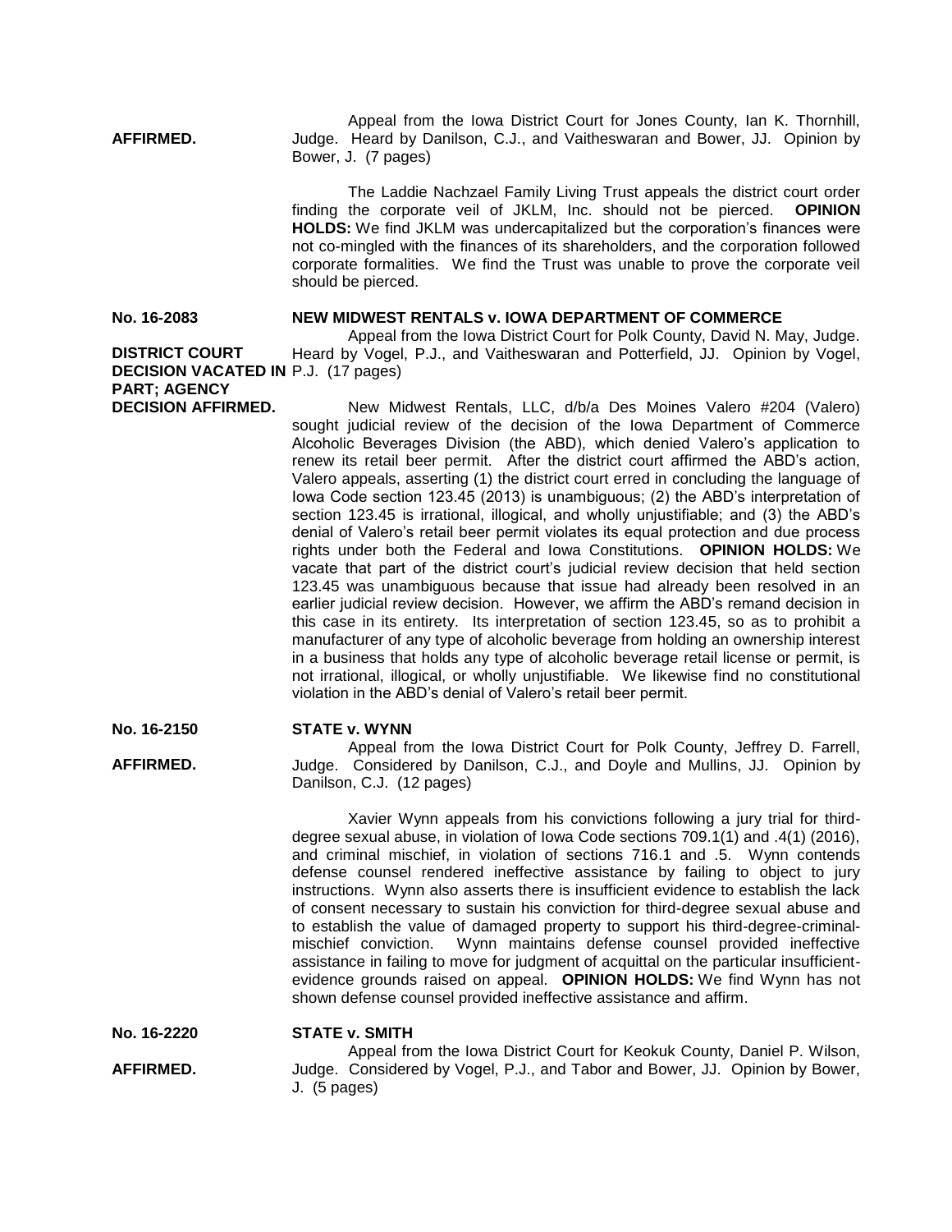**AFFIRMED.**

Appeal from the Iowa District Court for Jones County, Ian K. Thornhill, Judge. Heard by Danilson, C.J., and Vaitheswaran and Bower, JJ. Opinion by Bower, J. (7 pages)

The Laddie Nachzael Family Living Trust appeals the district court order finding the corporate veil of JKLM, Inc. should not be pierced. **OPINION HOLDS:** We find JKLM was undercapitalized but the corporation's finances were not co-mingled with the finances of its shareholders, and the corporation followed corporate formalities. We find the Trust was unable to prove the corporate veil should be pierced.

**No. 16-2083** **NEW MIDWEST RENTALS v. IOWA DEPARTMENT OF COMMERCE**

**DISTRICT COURT DECISION VACATED IN PART; AGENCY DECISION AFFIRMED.**

Appeal from the Iowa District Court for Polk County, David N. May, Judge. Heard by Vogel, P.J., and Vaitheswaran and Potterfield, JJ. Opinion by Vogel, P.J. (17 pages)

New Midwest Rentals, LLC, d/b/a Des Moines Valero #204 (Valero) sought judicial review of the decision of the Iowa Department of Commerce Alcoholic Beverages Division (the ABD), which denied Valero's application to renew its retail beer permit. After the district court affirmed the ABD's action, Valero appeals, asserting (1) the district court erred in concluding the language of Iowa Code section 123.45 (2013) is unambiguous; (2) the ABD's interpretation of section 123.45 is irrational, illogical, and wholly unjustifiable; and (3) the ABD's denial of Valero's retail beer permit violates its equal protection and due process rights under both the Federal and Iowa Constitutions. **OPINION HOLDS:** We vacate that part of the district court's judicial review decision that held section 123.45 was unambiguous because that issue had already been resolved in an earlier judicial review decision. However, we affirm the ABD's remand decision in this case in its entirety. Its interpretation of section 123.45, so as to prohibit a manufacturer of any type of alcoholic beverage from holding an ownership interest in a business that holds any type of alcoholic beverage retail license or permit, is not irrational, illogical, or wholly unjustifiable. We likewise find no constitutional violation in the ABD's denial of Valero's retail beer permit.

**No. 16-2150** **STATE v. WYNN**

**AFFIRMED.**

Appeal from the Iowa District Court for Polk County, Jeffrey D. Farrell, Judge. Considered by Danilson, C.J., and Doyle and Mullins, JJ. Opinion by Danilson, C.J. (12 pages)

Xavier Wynn appeals from his convictions following a jury trial for third-degree sexual abuse, in violation of Iowa Code sections 709.1(1) and .4(1) (2016), and criminal mischief, in violation of sections 716.1 and .5. Wynn contends defense counsel rendered ineffective assistance by failing to object to jury instructions. Wynn also asserts there is insufficient evidence to establish the lack of consent necessary to sustain his conviction for third-degree sexual abuse and to establish the value of damaged property to support his third-degree-criminal-mischief conviction. Wynn maintains defense counsel provided ineffective assistance in failing to move for judgment of acquittal on the particular insufficient-evidence grounds raised on appeal. **OPINION HOLDS:** We find Wynn has not shown defense counsel provided ineffective assistance and affirm.

**No. 16-2220** **STATE v. SMITH**

**AFFIRMED.**

Appeal from the Iowa District Court for Keokuk County, Daniel P. Wilson, Judge. Considered by Vogel, P.J., and Tabor and Bower, JJ. Opinion by Bower, J. (5 pages)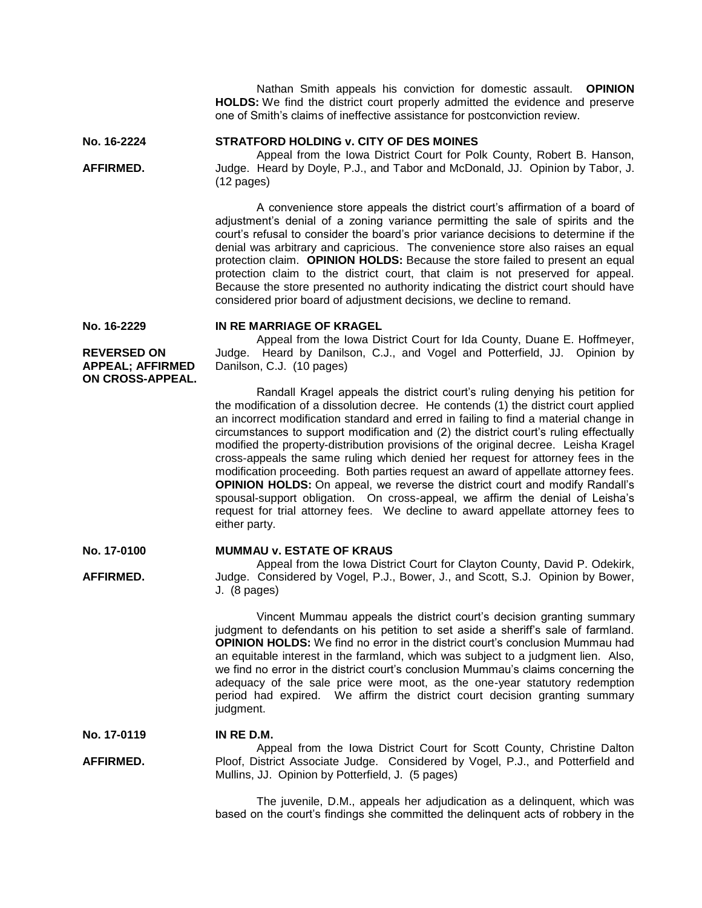Nathan Smith appeals his conviction for domestic assault. **OPINION HOLDS:** We find the district court properly admitted the evidence and preserve one of Smith's claims of ineffective assistance for postconviction review.

**No. 16-2224** **STRATFORD HOLDING v. CITY OF DES MOINES**

**AFFIRMED.**

Appeal from the Iowa District Court for Polk County, Robert B. Hanson, Judge. Heard by Doyle, P.J., and Tabor and McDonald, JJ. Opinion by Tabor, J. (12 pages)

A convenience store appeals the district court's affirmation of a board of adjustment's denial of a zoning variance permitting the sale of spirits and the court's refusal to consider the board's prior variance decisions to determine if the denial was arbitrary and capricious. The convenience store also raises an equal protection claim. **OPINION HOLDS:** Because the store failed to present an equal protection claim to the district court, that claim is not preserved for appeal. Because the store presented no authority indicating the district court should have considered prior board of adjustment decisions, we decline to remand.

**No. 16-2229** **IN RE MARRIAGE OF KRAGEL**

**REVERSED ON APPEAL; AFFIRMED ON CROSS-APPEAL.**

Appeal from the Iowa District Court for Ida County, Duane E. Hoffmeyer, Judge. Heard by Danilson, C.J., and Vogel and Potterfield, JJ. Opinion by Danilson, C.J. (10 pages)

Randall Kragel appeals the district court's ruling denying his petition for the modification of a dissolution decree. He contends (1) the district court applied an incorrect modification standard and erred in failing to find a material change in circumstances to support modification and (2) the district court's ruling effectually modified the property-distribution provisions of the original decree. Leisha Kragel cross-appeals the same ruling which denied her request for attorney fees in the modification proceeding. Both parties request an award of appellate attorney fees. **OPINION HOLDS:** On appeal, we reverse the district court and modify Randall's spousal-support obligation. On cross-appeal, we affirm the denial of Leisha's request for trial attorney fees. We decline to award appellate attorney fees to either party.

**No. 17-0100** **MUMMAU v. ESTATE OF KRAUS**

**AFFIRMED.**

Appeal from the Iowa District Court for Clayton County, David P. Odekirk, Judge. Considered by Vogel, P.J., Bower, J., and Scott, S.J. Opinion by Bower, J. (8 pages)

Vincent Mummau appeals the district court's decision granting summary judgment to defendants on his petition to set aside a sheriff's sale of farmland. **OPINION HOLDS:** We find no error in the district court's conclusion Mummau had an equitable interest in the farmland, which was subject to a judgment lien. Also, we find no error in the district court's conclusion Mummau's claims concerning the adequacy of the sale price were moot, as the one-year statutory redemption period had expired. We affirm the district court decision granting summary judgment.

**No. 17-0119** **IN RE D.M.**

**AFFIRMED.**

Appeal from the Iowa District Court for Scott County, Christine Dalton Ploof, District Associate Judge. Considered by Vogel, P.J., and Potterfield and Mullins, JJ. Opinion by Potterfield, J. (5 pages)

The juvenile, D.M., appeals her adjudication as a delinquent, which was based on the court's findings she committed the delinquent acts of robbery in the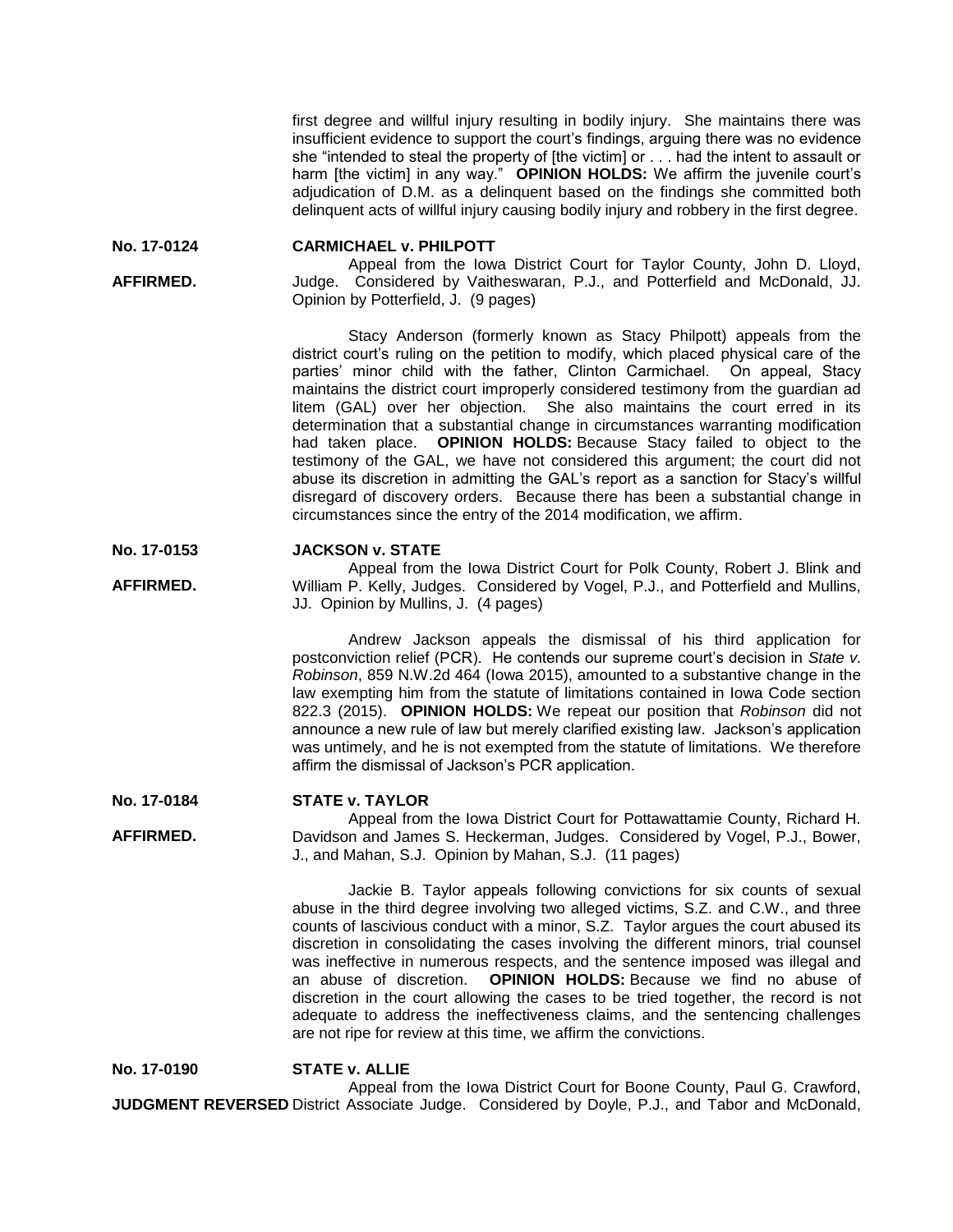first degree and willful injury resulting in bodily injury. She maintains there was insufficient evidence to support the court's findings, arguing there was no evidence she "intended to steal the property of [the victim] or . . . had the intent to assault or harm [the victim] in any way." **OPINION HOLDS:** We affirm the juvenile court's adjudication of D.M. as a delinquent based on the findings she committed both delinquent acts of willful injury causing bodily injury and robbery in the first degree.

**No. 17-0124** **CARMICHAEL v. PHILPOTT**

**AFFIRMED.**

Appeal from the Iowa District Court for Taylor County, John D. Lloyd, Judge. Considered by Vaitheswaran, P.J., and Potterfield and McDonald, JJ. Opinion by Potterfield, J. (9 pages)

Stacy Anderson (formerly known as Stacy Philpott) appeals from the district court's ruling on the petition to modify, which placed physical care of the parties' minor child with the father, Clinton Carmichael. On appeal, Stacy maintains the district court improperly considered testimony from the guardian ad litem (GAL) over her objection. She also maintains the court erred in its determination that a substantial change in circumstances warranting modification had taken place. **OPINION HOLDS:** Because Stacy failed to object to the testimony of the GAL, we have not considered this argument; the court did not abuse its discretion in admitting the GAL's report as a sanction for Stacy's willful disregard of discovery orders. Because there has been a substantial change in circumstances since the entry of the 2014 modification, we affirm.

**No. 17-0153** **JACKSON v. STATE**

**AFFIRMED.**

Appeal from the Iowa District Court for Polk County, Robert J. Blink and William P. Kelly, Judges. Considered by Vogel, P.J., and Potterfield and Mullins, JJ. Opinion by Mullins, J. (4 pages)

Andrew Jackson appeals the dismissal of his third application for postconviction relief (PCR). He contends our supreme court's decision in *State v. Robinson*, 859 N.W.2d 464 (Iowa 2015), amounted to a substantive change in the law exempting him from the statute of limitations contained in Iowa Code section 822.3 (2015). **OPINION HOLDS:** We repeat our position that *Robinson* did not announce a new rule of law but merely clarified existing law. Jackson's application was untimely, and he is not exempted from the statute of limitations. We therefore affirm the dismissal of Jackson's PCR application.

**No. 17-0184** **STATE v. TAYLOR**

**AFFIRMED.**

Appeal from the Iowa District Court for Pottawattamie County, Richard H. Davidson and James S. Heckerman, Judges. Considered by Vogel, P.J., Bower, J., and Mahan, S.J. Opinion by Mahan, S.J. (11 pages)

Jackie B. Taylor appeals following convictions for six counts of sexual abuse in the third degree involving two alleged victims, S.Z. and C.W., and three counts of lascivious conduct with a minor, S.Z. Taylor argues the court abused its discretion in consolidating the cases involving the different minors, trial counsel was ineffective in numerous respects, and the sentence imposed was illegal and an abuse of discretion. **OPINION HOLDS:** Because we find no abuse of discretion in the court allowing the cases to be tried together, the record is not adequate to address the ineffectiveness claims, and the sentencing challenges are not ripe for review at this time, we affirm the convictions.

**No. 17-0190** **STATE v. ALLIE**

**JUDGMENT REVERSED**

Appeal from the Iowa District Court for Boone County, Paul G. Crawford, District Associate Judge. Considered by Doyle, P.J., and Tabor and McDonald,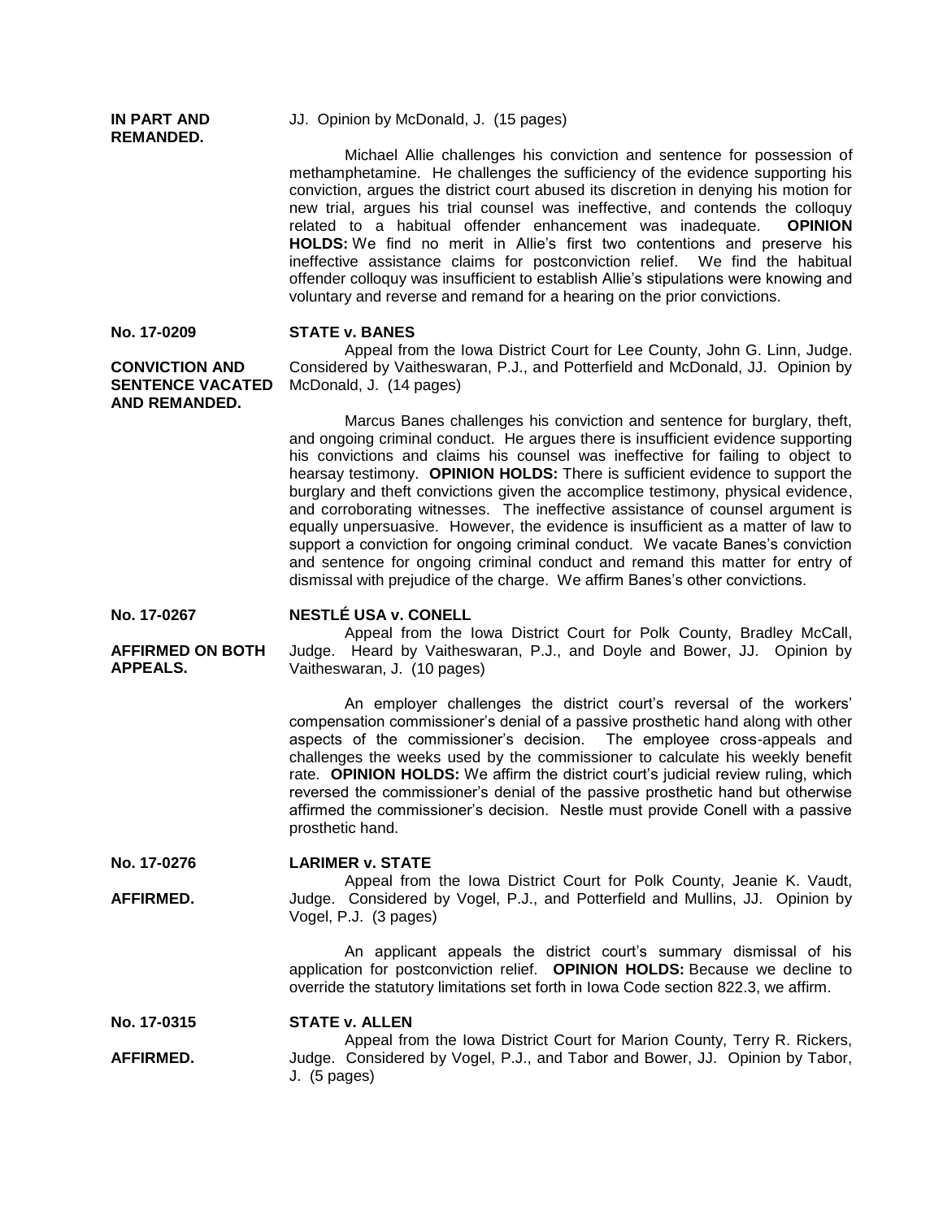**IN PART AND REMANDED.**

JJ. Opinion by McDonald, J. (15 pages)

Michael Allie challenges his conviction and sentence for possession of methamphetamine. He challenges the sufficiency of the evidence supporting his conviction, argues the district court abused its discretion in denying his motion for new trial, argues his trial counsel was ineffective, and contends the colloquy related to a habitual offender enhancement was inadequate. **OPINION HOLDS:** We find no merit in Allie's first two contentions and preserve his ineffective assistance claims for postconviction relief. We find the habitual offender colloquy was insufficient to establish Allie's stipulations were knowing and voluntary and reverse and remand for a hearing on the prior convictions.

**No. 17-0209**

**STATE v. BANES**

**CONVICTION AND SENTENCE VACATED AND REMANDED.**

Appeal from the Iowa District Court for Lee County, John G. Linn, Judge. Considered by Vaitheswaran, P.J., and Potterfield and McDonald, JJ. Opinion by McDonald, J. (14 pages)

Marcus Banes challenges his conviction and sentence for burglary, theft, and ongoing criminal conduct. He argues there is insufficient evidence supporting his convictions and claims his counsel was ineffective for failing to object to hearsay testimony. **OPINION HOLDS:** There is sufficient evidence to support the burglary and theft convictions given the accomplice testimony, physical evidence, and corroborating witnesses. The ineffective assistance of counsel argument is equally unpersuasive. However, the evidence is insufficient as a matter of law to support a conviction for ongoing criminal conduct. We vacate Banes's conviction and sentence for ongoing criminal conduct and remand this matter for entry of dismissal with prejudice of the charge. We affirm Banes's other convictions.

**No. 17-0267**

**NESTLÉ USA v. CONELL**

**AFFIRMED ON BOTH APPEALS.**

Appeal from the Iowa District Court for Polk County, Bradley McCall, Judge. Heard by Vaitheswaran, P.J., and Doyle and Bower, JJ. Opinion by Vaitheswaran, J. (10 pages)

An employer challenges the district court's reversal of the workers' compensation commissioner's denial of a passive prosthetic hand along with other aspects of the commissioner's decision. The employee cross-appeals and challenges the weeks used by the commissioner to calculate his weekly benefit rate. **OPINION HOLDS:** We affirm the district court's judicial review ruling, which reversed the commissioner's denial of the passive prosthetic hand but otherwise affirmed the commissioner's decision. Nestle must provide Conell with a passive prosthetic hand.

**No. 17-0276**

**LARIMER v. STATE**

**AFFIRMED.**

Appeal from the Iowa District Court for Polk County, Jeanie K. Vaudt, Judge. Considered by Vogel, P.J., and Potterfield and Mullins, JJ. Opinion by Vogel, P.J. (3 pages)

An applicant appeals the district court's summary dismissal of his application for postconviction relief. **OPINION HOLDS:** Because we decline to override the statutory limitations set forth in Iowa Code section 822.3, we affirm.

**No. 17-0315**

**STATE v. ALLEN**

**AFFIRMED.**

Appeal from the Iowa District Court for Marion County, Terry R. Rickers, Judge. Considered by Vogel, P.J., and Tabor and Bower, JJ. Opinion by Tabor, J. (5 pages)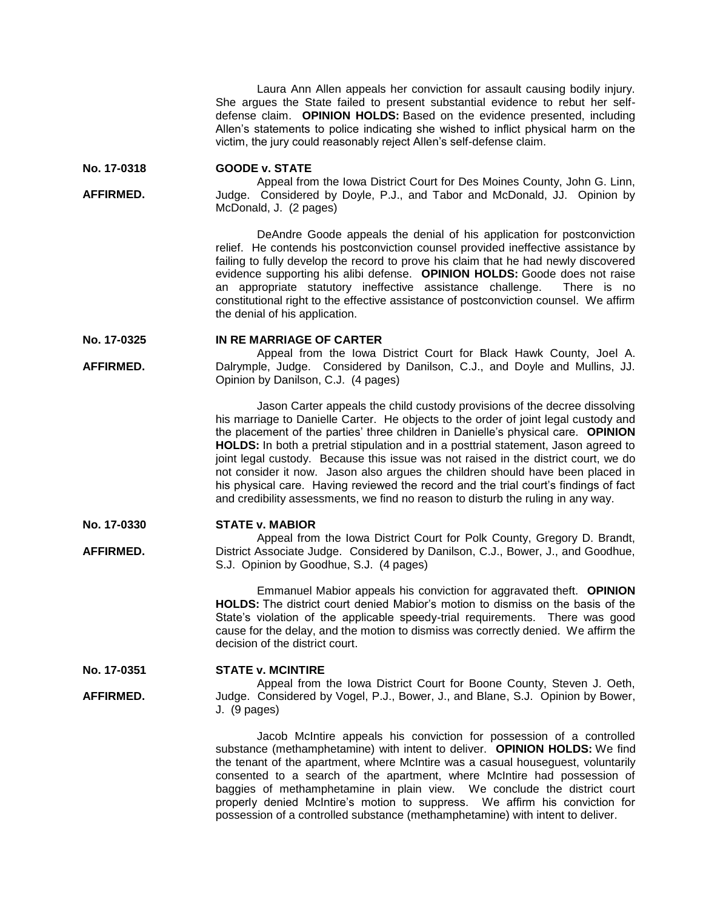Laura Ann Allen appeals her conviction for assault causing bodily injury. She argues the State failed to present substantial evidence to rebut her self-defense claim. **OPINION HOLDS:** Based on the evidence presented, including Allen's statements to police indicating she wished to inflict physical harm on the victim, the jury could reasonably reject Allen's self-defense claim.

**No. 17-0318** **GOODE v. STATE**

**AFFIRMED.**

Appeal from the Iowa District Court for Des Moines County, John G. Linn, Judge. Considered by Doyle, P.J., and Tabor and McDonald, JJ. Opinion by McDonald, J. (2 pages)

DeAndre Goode appeals the denial of his application for postconviction relief. He contends his postconviction counsel provided ineffective assistance by failing to fully develop the record to prove his claim that he had newly discovered evidence supporting his alibi defense. **OPINION HOLDS:** Goode does not raise an appropriate statutory ineffective assistance challenge. There is no constitutional right to the effective assistance of postconviction counsel. We affirm the denial of his application.

**No. 17-0325** **IN RE MARRIAGE OF CARTER**

**AFFIRMED.**

Appeal from the Iowa District Court for Black Hawk County, Joel A. Dalrymple, Judge. Considered by Danilson, C.J., and Doyle and Mullins, JJ. Opinion by Danilson, C.J. (4 pages)

Jason Carter appeals the child custody provisions of the decree dissolving his marriage to Danielle Carter. He objects to the order of joint legal custody and the placement of the parties' three children in Danielle's physical care. **OPINION HOLDS:** In both a pretrial stipulation and in a posttrial statement, Jason agreed to joint legal custody. Because this issue was not raised in the district court, we do not consider it now. Jason also argues the children should have been placed in his physical care. Having reviewed the record and the trial court's findings of fact and credibility assessments, we find no reason to disturb the ruling in any way.

**No. 17-0330** **STATE v. MABIOR**

**AFFIRMED.**

Appeal from the Iowa District Court for Polk County, Gregory D. Brandt, District Associate Judge. Considered by Danilson, C.J., Bower, J., and Goodhue, S.J. Opinion by Goodhue, S.J. (4 pages)

Emmanuel Mabior appeals his conviction for aggravated theft. **OPINION HOLDS:** The district court denied Mabior's motion to dismiss on the basis of the State's violation of the applicable speedy-trial requirements. There was good cause for the delay, and the motion to dismiss was correctly denied. We affirm the decision of the district court.

**No. 17-0351** **STATE v. MCINTIRE**

**AFFIRMED.**

Appeal from the Iowa District Court for Boone County, Steven J. Oeth, Judge. Considered by Vogel, P.J., Bower, J., and Blane, S.J. Opinion by Bower, J. (9 pages)

Jacob McIntire appeals his conviction for possession of a controlled substance (methamphetamine) with intent to deliver. **OPINION HOLDS:** We find the tenant of the apartment, where McIntire was a casual houseguest, voluntarily consented to a search of the apartment, where McIntire had possession of baggies of methamphetamine in plain view. We conclude the district court properly denied McIntire's motion to suppress. We affirm his conviction for possession of a controlled substance (methamphetamine) with intent to deliver.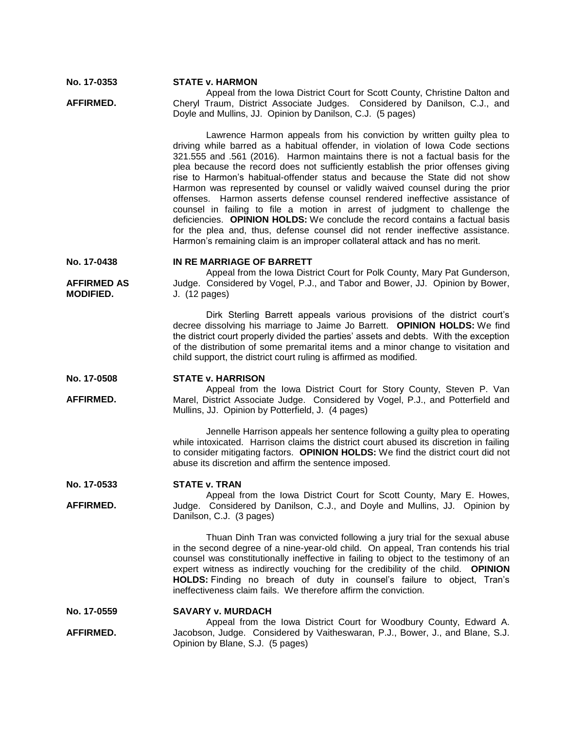**No. 17-0353** **STATE v. HARMON**

**AFFIRMED.**

Appeal from the Iowa District Court for Scott County, Christine Dalton and Cheryl Traum, District Associate Judges. Considered by Danilson, C.J., and Doyle and Mullins, JJ. Opinion by Danilson, C.J. (5 pages)

Lawrence Harmon appeals from his conviction by written guilty plea to driving while barred as a habitual offender, in violation of Iowa Code sections 321.555 and .561 (2016). Harmon maintains there is not a factual basis for the plea because the record does not sufficiently establish the prior offenses giving rise to Harmon's habitual-offender status and because the State did not show Harmon was represented by counsel or validly waived counsel during the prior offenses. Harmon asserts defense counsel rendered ineffective assistance of counsel in failing to file a motion in arrest of judgment to challenge the deficiencies. **OPINION HOLDS:** We conclude the record contains a factual basis for the plea and, thus, defense counsel did not render ineffective assistance. Harmon's remaining claim is an improper collateral attack and has no merit.

**No. 17-0438** **IN RE MARRIAGE OF BARRETT**

**AFFIRMED AS MODIFIED.**

Appeal from the Iowa District Court for Polk County, Mary Pat Gunderson, Judge. Considered by Vogel, P.J., and Tabor and Bower, JJ. Opinion by Bower, J. (12 pages)

Dirk Sterling Barrett appeals various provisions of the district court's decree dissolving his marriage to Jaime Jo Barrett. **OPINION HOLDS:** We find the district court properly divided the parties' assets and debts. With the exception of the distribution of some premarital items and a minor change to visitation and child support, the district court ruling is affirmed as modified.

**No. 17-0508** **STATE v. HARRISON**

**AFFIRMED.**

Appeal from the Iowa District Court for Story County, Steven P. Van Marel, District Associate Judge. Considered by Vogel, P.J., and Potterfield and Mullins, JJ. Opinion by Potterfield, J. (4 pages)

Jennelle Harrison appeals her sentence following a guilty plea to operating while intoxicated. Harrison claims the district court abused its discretion in failing to consider mitigating factors. **OPINION HOLDS:** We find the district court did not abuse its discretion and affirm the sentence imposed.

**No. 17-0533** **STATE v. TRAN**

**AFFIRMED.**

Appeal from the Iowa District Court for Scott County, Mary E. Howes, Judge. Considered by Danilson, C.J., and Doyle and Mullins, JJ. Opinion by Danilson, C.J. (3 pages)

Thuan Dinh Tran was convicted following a jury trial for the sexual abuse in the second degree of a nine-year-old child. On appeal, Tran contends his trial counsel was constitutionally ineffective in failing to object to the testimony of an expert witness as indirectly vouching for the credibility of the child. **OPINION HOLDS:** Finding no breach of duty in counsel's failure to object, Tran's ineffectiveness claim fails. We therefore affirm the conviction.

**No. 17-0559** **SAVARY v. MURDACH**

**AFFIRMED.**

Appeal from the Iowa District Court for Woodbury County, Edward A. Jacobson, Judge. Considered by Vaitheswaran, P.J., Bower, J., and Blane, S.J. Opinion by Blane, S.J. (5 pages)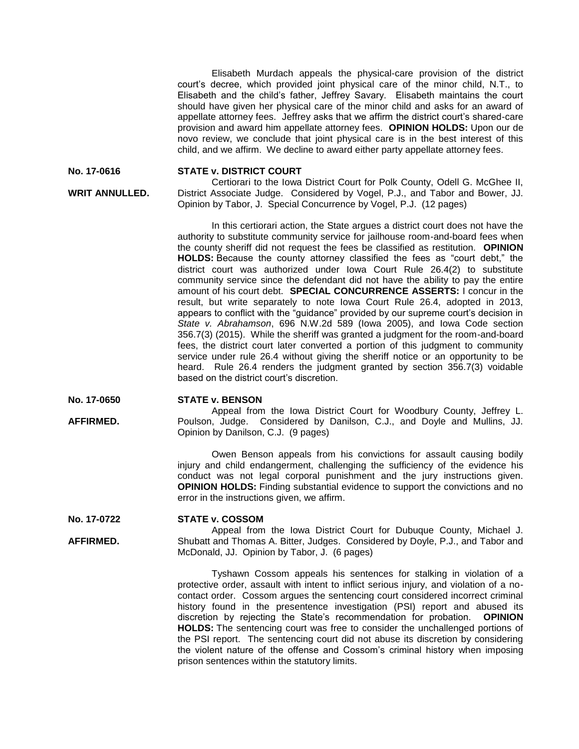Elisabeth Murdach appeals the physical-care provision of the district court's decree, which provided joint physical care of the minor child, N.T., to Elisabeth and the child's father, Jeffrey Savary. Elisabeth maintains the court should have given her physical care of the minor child and asks for an award of appellate attorney fees. Jeffrey asks that we affirm the district court's shared-care provision and award him appellate attorney fees. **OPINION HOLDS:** Upon our de novo review, we conclude that joint physical care is in the best interest of this child, and we affirm. We decline to award either party appellate attorney fees.

**No. 17-0616** **STATE v. DISTRICT COURT**

**WRIT ANNULLED.**

Certiorari to the Iowa District Court for Polk County, Odell G. McGhee II, District Associate Judge. Considered by Vogel, P.J., and Tabor and Bower, JJ. Opinion by Tabor, J. Special Concurrence by Vogel, P.J. (12 pages)

In this certiorari action, the State argues a district court does not have the authority to substitute community service for jailhouse room-and-board fees when the county sheriff did not request the fees be classified as restitution. **OPINION HOLDS:** Because the county attorney classified the fees as "court debt," the district court was authorized under Iowa Court Rule 26.4(2) to substitute community service since the defendant did not have the ability to pay the entire amount of his court debt. **SPECIAL CONCURRENCE ASSERTS:** I concur in the result, but write separately to note Iowa Court Rule 26.4, adopted in 2013, appears to conflict with the "guidance" provided by our supreme court's decision in *State v. Abrahamson*, 696 N.W.2d 589 (Iowa 2005), and Iowa Code section 356.7(3) (2015). While the sheriff was granted a judgment for the room-and-board fees, the district court later converted a portion of this judgment to community service under rule 26.4 without giving the sheriff notice or an opportunity to be heard. Rule 26.4 renders the judgment granted by section 356.7(3) voidable based on the district court's discretion.

**No. 17-0650** **STATE v. BENSON**

**AFFIRMED.**

Appeal from the Iowa District Court for Woodbury County, Jeffrey L. Poulson, Judge. Considered by Danilson, C.J., and Doyle and Mullins, JJ. Opinion by Danilson, C.J. (9 pages)

Owen Benson appeals from his convictions for assault causing bodily injury and child endangerment, challenging the sufficiency of the evidence his conduct was not legal corporal punishment and the jury instructions given. **OPINION HOLDS:** Finding substantial evidence to support the convictions and no error in the instructions given, we affirm.

**No. 17-0722** **STATE v. COSSOM**

**AFFIRMED.**

Appeal from the Iowa District Court for Dubuque County, Michael J. Shubatt and Thomas A. Bitter, Judges. Considered by Doyle, P.J., and Tabor and McDonald, JJ. Opinion by Tabor, J. (6 pages)

Tyshawn Cossom appeals his sentences for stalking in violation of a protective order, assault with intent to inflict serious injury, and violation of a no-contact order. Cossom argues the sentencing court considered incorrect criminal history found in the presentence investigation (PSI) report and abused its discretion by rejecting the State's recommendation for probation. **OPINION HOLDS:** The sentencing court was free to consider the unchallenged portions of the PSI report. The sentencing court did not abuse its discretion by considering the violent nature of the offense and Cossom's criminal history when imposing prison sentences within the statutory limits.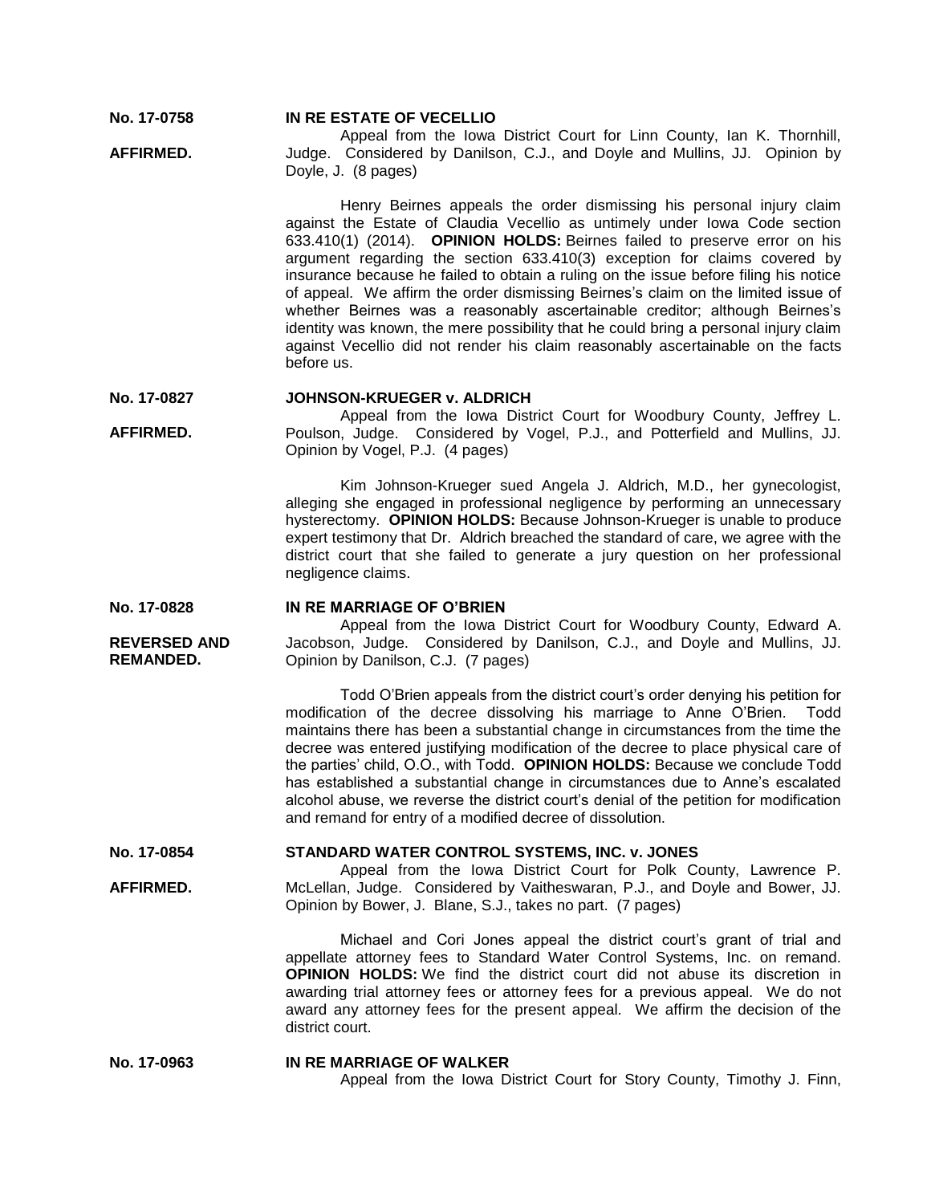**No. 17-0758** **IN RE ESTATE OF VECELLIO**

**AFFIRMED.**

Appeal from the Iowa District Court for Linn County, Ian K. Thornhill, Judge. Considered by Danilson, C.J., and Doyle and Mullins, JJ. Opinion by Doyle, J. (8 pages)

Henry Beirnes appeals the order dismissing his personal injury claim against the Estate of Claudia Vecellio as untimely under Iowa Code section 633.410(1) (2014). **OPINION HOLDS:** Beirnes failed to preserve error on his argument regarding the section 633.410(3) exception for claims covered by insurance because he failed to obtain a ruling on the issue before filing his notice of appeal. We affirm the order dismissing Beirnes's claim on the limited issue of whether Beirnes was a reasonably ascertainable creditor; although Beirnes's identity was known, the mere possibility that he could bring a personal injury claim against Vecellio did not render his claim reasonably ascertainable on the facts before us.

**No. 17-0827** **JOHNSON-KRUEGER v. ALDRICH**

**AFFIRMED.**

Appeal from the Iowa District Court for Woodbury County, Jeffrey L. Poulson, Judge. Considered by Vogel, P.J., and Potterfield and Mullins, JJ. Opinion by Vogel, P.J. (4 pages)

Kim Johnson-Krueger sued Angela J. Aldrich, M.D., her gynecologist, alleging she engaged in professional negligence by performing an unnecessary hysterectomy. **OPINION HOLDS:** Because Johnson-Krueger is unable to produce expert testimony that Dr. Aldrich breached the standard of care, we agree with the district court that she failed to generate a jury question on her professional negligence claims.

**No. 17-0828** **IN RE MARRIAGE OF O'BRIEN**

**REVERSED AND REMANDED.**

Appeal from the Iowa District Court for Woodbury County, Edward A. Jacobson, Judge. Considered by Danilson, C.J., and Doyle and Mullins, JJ. Opinion by Danilson, C.J. (7 pages)

Todd O'Brien appeals from the district court's order denying his petition for modification of the decree dissolving his marriage to Anne O'Brien. Todd maintains there has been a substantial change in circumstances from the time the decree was entered justifying modification of the decree to place physical care of the parties' child, O.O., with Todd. **OPINION HOLDS:** Because we conclude Todd has established a substantial change in circumstances due to Anne's escalated alcohol abuse, we reverse the district court's denial of the petition for modification and remand for entry of a modified decree of dissolution.

**No. 17-0854** **STANDARD WATER CONTROL SYSTEMS, INC. v. JONES**

**AFFIRMED.**

Appeal from the Iowa District Court for Polk County, Lawrence P. McLellan, Judge. Considered by Vaitheswaran, P.J., and Doyle and Bower, JJ. Opinion by Bower, J. Blane, S.J., takes no part. (7 pages)

Michael and Cori Jones appeal the district court's grant of trial and appellate attorney fees to Standard Water Control Systems, Inc. on remand. **OPINION HOLDS:** We find the district court did not abuse its discretion in awarding trial attorney fees or attorney fees for a previous appeal. We do not award any attorney fees for the present appeal. We affirm the decision of the district court.

**No. 17-0963** **IN RE MARRIAGE OF WALKER**

Appeal from the Iowa District Court for Story County, Timothy J. Finn,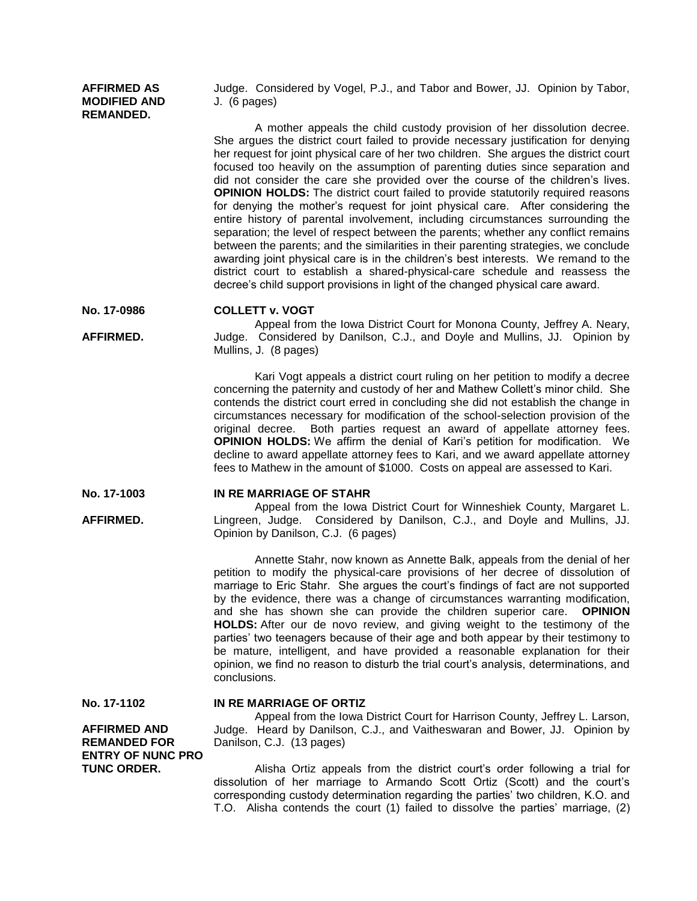**AFFIRMED AS MODIFIED AND REMANDED.**

Judge. Considered by Vogel, P.J., and Tabor and Bower, JJ. Opinion by Tabor, J. (6 pages)

A mother appeals the child custody provision of her dissolution decree. She argues the district court failed to provide necessary justification for denying her request for joint physical care of her two children. She argues the district court focused too heavily on the assumption of parenting duties since separation and did not consider the care she provided over the course of the children's lives. **OPINION HOLDS:** The district court failed to provide statutorily required reasons for denying the mother's request for joint physical care. After considering the entire history of parental involvement, including circumstances surrounding the separation; the level of respect between the parents; whether any conflict remains between the parents; and the similarities in their parenting strategies, we conclude awarding joint physical care is in the children's best interests. We remand to the district court to establish a shared-physical-care schedule and reassess the decree's child support provisions in light of the changed physical care award.

**No. 17-0986** **COLLETT v. VOGT**

**AFFIRMED.**

Appeal from the Iowa District Court for Monona County, Jeffrey A. Neary, Judge. Considered by Danilson, C.J., and Doyle and Mullins, JJ. Opinion by Mullins, J. (8 pages)

Kari Vogt appeals a district court ruling on her petition to modify a decree concerning the paternity and custody of her and Mathew Collett's minor child. She contends the district court erred in concluding she did not establish the change in circumstances necessary for modification of the school-selection provision of the original decree. Both parties request an award of appellate attorney fees. **OPINION HOLDS:** We affirm the denial of Kari's petition for modification. We decline to award appellate attorney fees to Kari, and we award appellate attorney fees to Mathew in the amount of $1000. Costs on appeal are assessed to Kari.

**No. 17-1003** **IN RE MARRIAGE OF STAHR**

**AFFIRMED.**

Appeal from the Iowa District Court for Winneshiek County, Margaret L. Lingreen, Judge. Considered by Danilson, C.J., and Doyle and Mullins, JJ. Opinion by Danilson, C.J. (6 pages)

Annette Stahr, now known as Annette Balk, appeals from the denial of her petition to modify the physical-care provisions of her decree of dissolution of marriage to Eric Stahr. She argues the court's findings of fact are not supported by the evidence, there was a change of circumstances warranting modification, and she has shown she can provide the children superior care. **OPINION HOLDS:** After our de novo review, and giving weight to the testimony of the parties' two teenagers because of their age and both appear by their testimony to be mature, intelligent, and have provided a reasonable explanation for their opinion, we find no reason to disturb the trial court's analysis, determinations, and conclusions.

**No. 17-1102** **IN RE MARRIAGE OF ORTIZ**

**AFFIRMED AND REMANDED FOR ENTRY OF NUNC PRO TUNC ORDER.**

Appeal from the Iowa District Court for Harrison County, Jeffrey L. Larson, Judge. Heard by Danilson, C.J., and Vaitheswaran and Bower, JJ. Opinion by Danilson, C.J. (13 pages)

Alisha Ortiz appeals from the district court's order following a trial for dissolution of her marriage to Armando Scott Ortiz (Scott) and the court's corresponding custody determination regarding the parties' two children, K.O. and T.O. Alisha contends the court (1) failed to dissolve the parties' marriage, (2)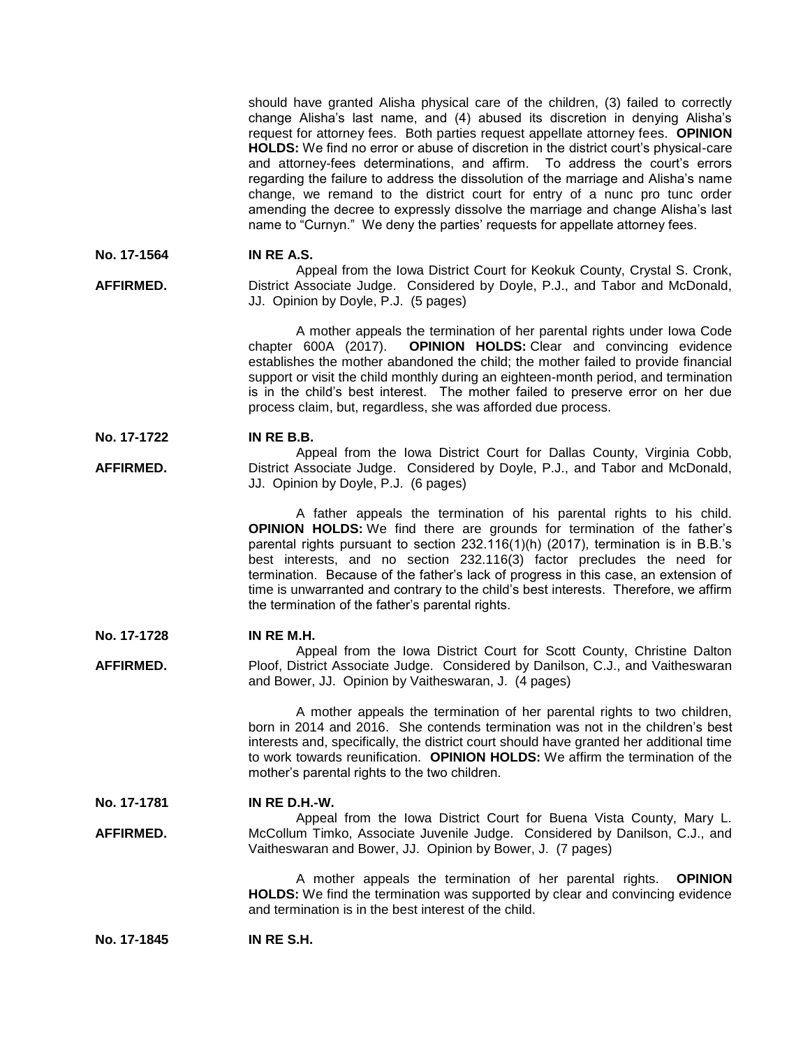should have granted Alisha physical care of the children, (3) failed to correctly change Alisha's last name, and (4) abused its discretion in denying Alisha's request for attorney fees. Both parties request appellate attorney fees. **OPINION HOLDS:** We find no error or abuse of discretion in the district court's physical-care and attorney-fees determinations, and affirm. To address the court's errors regarding the failure to address the dissolution of the marriage and Alisha's name change, we remand to the district court for entry of a nunc pro tunc order amending the decree to expressly dissolve the marriage and change Alisha's last name to "Curnyn." We deny the parties' requests for appellate attorney fees.

**No. 17-1564** **IN RE A.S.**

**AFFIRMED.**

Appeal from the Iowa District Court for Keokuk County, Crystal S. Cronk, District Associate Judge. Considered by Doyle, P.J., and Tabor and McDonald, JJ. Opinion by Doyle, P.J. (5 pages)

A mother appeals the termination of her parental rights under Iowa Code chapter 600A (2017). **OPINION HOLDS:** Clear and convincing evidence establishes the mother abandoned the child; the mother failed to provide financial support or visit the child monthly during an eighteen-month period, and termination is in the child's best interest. The mother failed to preserve error on her due process claim, but, regardless, she was afforded due process.

**No. 17-1722** **IN RE B.B.**

**AFFIRMED.**

Appeal from the Iowa District Court for Dallas County, Virginia Cobb, District Associate Judge. Considered by Doyle, P.J., and Tabor and McDonald, JJ. Opinion by Doyle, P.J. (6 pages)

A father appeals the termination of his parental rights to his child. **OPINION HOLDS:** We find there are grounds for termination of the father's parental rights pursuant to section 232.116(1)(h) (2017), termination is in B.B.'s best interests, and no section 232.116(3) factor precludes the need for termination. Because of the father's lack of progress in this case, an extension of time is unwarranted and contrary to the child's best interests. Therefore, we affirm the termination of the father's parental rights.

**No. 17-1728** **IN RE M.H.**

**AFFIRMED.**

Appeal from the Iowa District Court for Scott County, Christine Dalton Ploof, District Associate Judge. Considered by Danilson, C.J., and Vaitheswaran and Bower, JJ. Opinion by Vaitheswaran, J. (4 pages)

A mother appeals the termination of her parental rights to two children, born in 2014 and 2016. She contends termination was not in the children's best interests and, specifically, the district court should have granted her additional time to work towards reunification. **OPINION HOLDS:** We affirm the termination of the mother's parental rights to the two children.

**No. 17-1781** **IN RE D.H.-W.**

**AFFIRMED.**

Appeal from the Iowa District Court for Buena Vista County, Mary L. McCollum Timko, Associate Juvenile Judge. Considered by Danilson, C.J., and Vaitheswaran and Bower, JJ. Opinion by Bower, J. (7 pages)

A mother appeals the termination of her parental rights. **OPINION HOLDS:** We find the termination was supported by clear and convincing evidence and termination is in the best interest of the child.

**No. 17-1845** **IN RE S.H.**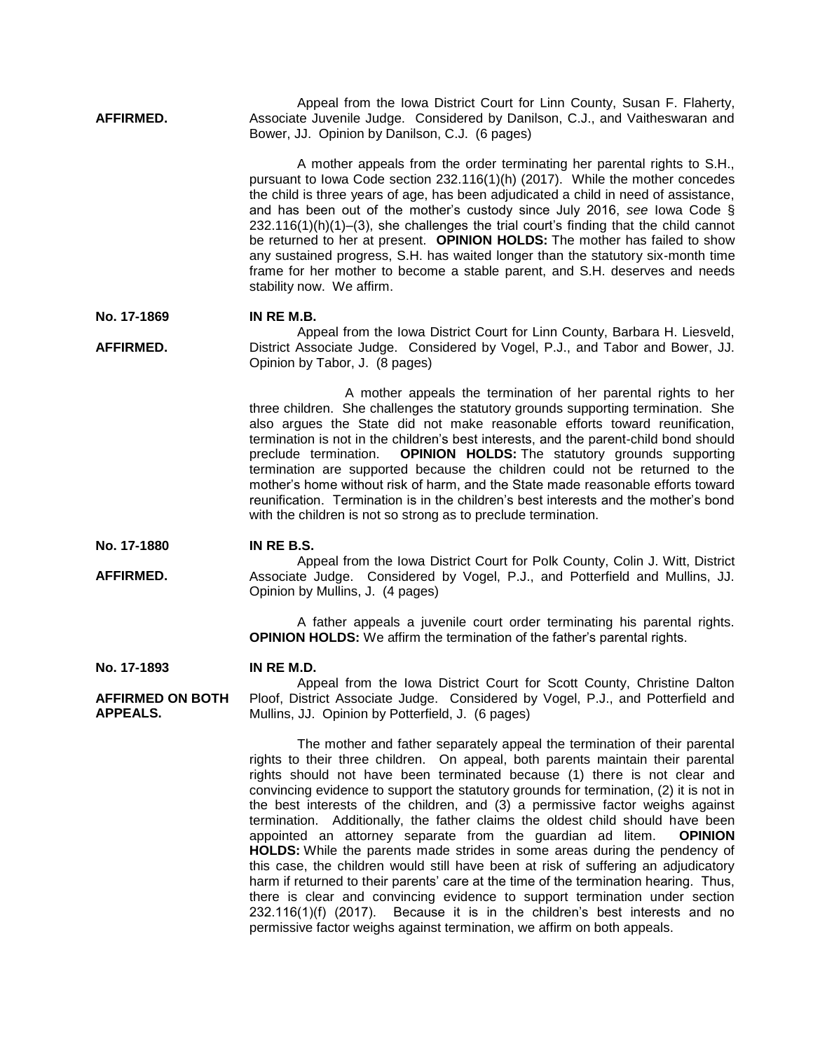**AFFIRMED.**

Appeal from the Iowa District Court for Linn County, Susan F. Flaherty, Associate Juvenile Judge. Considered by Danilson, C.J., and Vaitheswaran and Bower, JJ. Opinion by Danilson, C.J. (6 pages)

A mother appeals from the order terminating her parental rights to S.H., pursuant to Iowa Code section 232.116(1)(h) (2017). While the mother concedes the child is three years of age, has been adjudicated a child in need of assistance, and has been out of the mother's custody since July 2016, *see* Iowa Code § 232.116(1)(h)(1)–(3), she challenges the trial court's finding that the child cannot be returned to her at present. **OPINION HOLDS:** The mother has failed to show any sustained progress, S.H. has waited longer than the statutory six-month time frame for her mother to become a stable parent, and S.H. deserves and needs stability now. We affirm.

**No. 17-1869** **IN RE M.B.**

**AFFIRMED.**

Appeal from the Iowa District Court for Linn County, Barbara H. Liesveld, District Associate Judge. Considered by Vogel, P.J., and Tabor and Bower, JJ. Opinion by Tabor, J. (8 pages)

A mother appeals the termination of her parental rights to her three children. She challenges the statutory grounds supporting termination. She also argues the State did not make reasonable efforts toward reunification, termination is not in the children's best interests, and the parent-child bond should preclude termination. **OPINION HOLDS:** The statutory grounds supporting termination are supported because the children could not be returned to the mother's home without risk of harm, and the State made reasonable efforts toward reunification. Termination is in the children's best interests and the mother's bond with the children is not so strong as to preclude termination.

**No. 17-1880** **IN RE B.S.**

**AFFIRMED.**

Appeal from the Iowa District Court for Polk County, Colin J. Witt, District Associate Judge. Considered by Vogel, P.J., and Potterfield and Mullins, JJ. Opinion by Mullins, J. (4 pages)

A father appeals a juvenile court order terminating his parental rights. **OPINION HOLDS:** We affirm the termination of the father's parental rights.

**No. 17-1893** **IN RE M.D.**

**AFFIRMED ON BOTH APPEALS.**

Appeal from the Iowa District Court for Scott County, Christine Dalton Ploof, District Associate Judge. Considered by Vogel, P.J., and Potterfield and Mullins, JJ. Opinion by Potterfield, J. (6 pages)

The mother and father separately appeal the termination of their parental rights to their three children. On appeal, both parents maintain their parental rights should not have been terminated because (1) there is not clear and convincing evidence to support the statutory grounds for termination, (2) it is not in the best interests of the children, and (3) a permissive factor weighs against termination. Additionally, the father claims the oldest child should have been appointed an attorney separate from the guardian ad litem. **OPINION HOLDS:** While the parents made strides in some areas during the pendency of this case, the children would still have been at risk of suffering an adjudicatory harm if returned to their parents' care at the time of the termination hearing. Thus, there is clear and convincing evidence to support termination under section 232.116(1)(f) (2017). Because it is in the children's best interests and no permissive factor weighs against termination, we affirm on both appeals.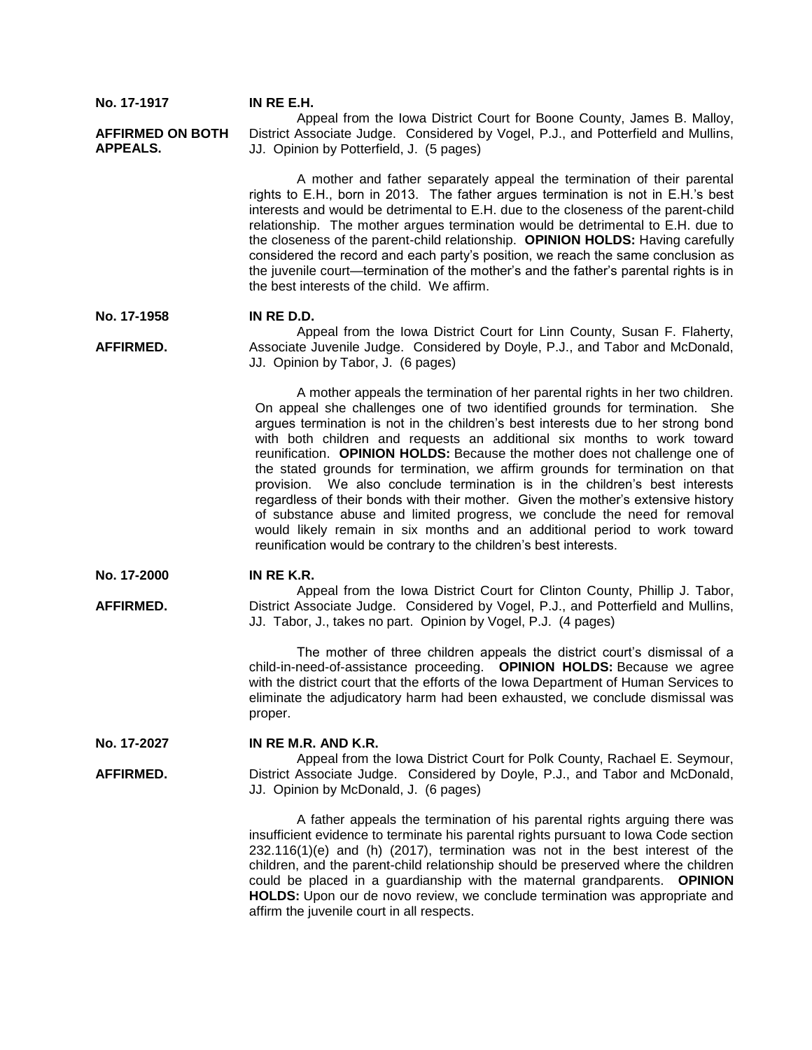**No. 17-1917** **IN RE E.H.**

**AFFIRMED ON BOTH APPEALS.**

Appeal from the Iowa District Court for Boone County, James B. Malloy, District Associate Judge. Considered by Vogel, P.J., and Potterfield and Mullins, JJ. Opinion by Potterfield, J. (5 pages)

A mother and father separately appeal the termination of their parental rights to E.H., born in 2013. The father argues termination is not in E.H.'s best interests and would be detrimental to E.H. due to the closeness of the parent-child relationship. The mother argues termination would be detrimental to E.H. due to the closeness of the parent-child relationship. **OPINION HOLDS:** Having carefully considered the record and each party's position, we reach the same conclusion as the juvenile court—termination of the mother's and the father's parental rights is in the best interests of the child. We affirm.

**No. 17-1958** **IN RE D.D.**

**AFFIRMED.**

Appeal from the Iowa District Court for Linn County, Susan F. Flaherty, Associate Juvenile Judge. Considered by Doyle, P.J., and Tabor and McDonald, JJ. Opinion by Tabor, J. (6 pages)

A mother appeals the termination of her parental rights in her two children. On appeal she challenges one of two identified grounds for termination. She argues termination is not in the children's best interests due to her strong bond with both children and requests an additional six months to work toward reunification. **OPINION HOLDS:** Because the mother does not challenge one of the stated grounds for termination, we affirm grounds for termination on that provision. We also conclude termination is in the children's best interests regardless of their bonds with their mother. Given the mother's extensive history of substance abuse and limited progress, we conclude the need for removal would likely remain in six months and an additional period to work toward reunification would be contrary to the children's best interests.

**No. 17-2000** **IN RE K.R.**

**AFFIRMED.**

Appeal from the Iowa District Court for Clinton County, Phillip J. Tabor, District Associate Judge. Considered by Vogel, P.J., and Potterfield and Mullins, JJ. Tabor, J., takes no part. Opinion by Vogel, P.J. (4 pages)

The mother of three children appeals the district court's dismissal of a child-in-need-of-assistance proceeding. **OPINION HOLDS:** Because we agree with the district court that the efforts of the Iowa Department of Human Services to eliminate the adjudicatory harm had been exhausted, we conclude dismissal was proper.

**No. 17-2027** **IN RE M.R. AND K.R.**

**AFFIRMED.**

Appeal from the Iowa District Court for Polk County, Rachael E. Seymour, District Associate Judge. Considered by Doyle, P.J., and Tabor and McDonald, JJ. Opinion by McDonald, J. (6 pages)

A father appeals the termination of his parental rights arguing there was insufficient evidence to terminate his parental rights pursuant to Iowa Code section 232.116(1)(e) and (h) (2017), termination was not in the best interest of the children, and the parent-child relationship should be preserved where the children could be placed in a guardianship with the maternal grandparents. **OPINION HOLDS:** Upon our de novo review, we conclude termination was appropriate and affirm the juvenile court in all respects.